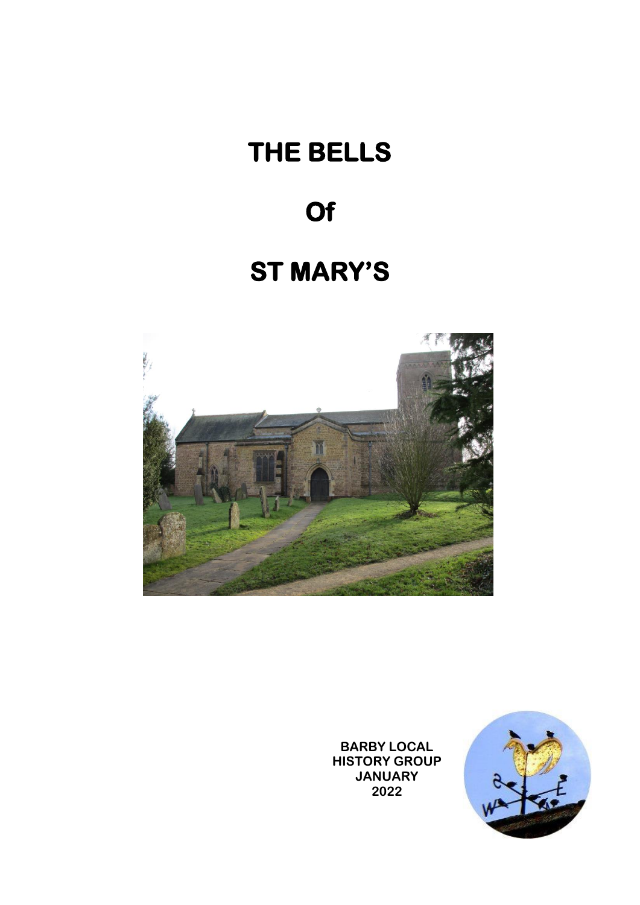# THE BELLS

# Of

# ST MARY'S

BARBY LOCAL HISTORY GROUP
JANUARY
2022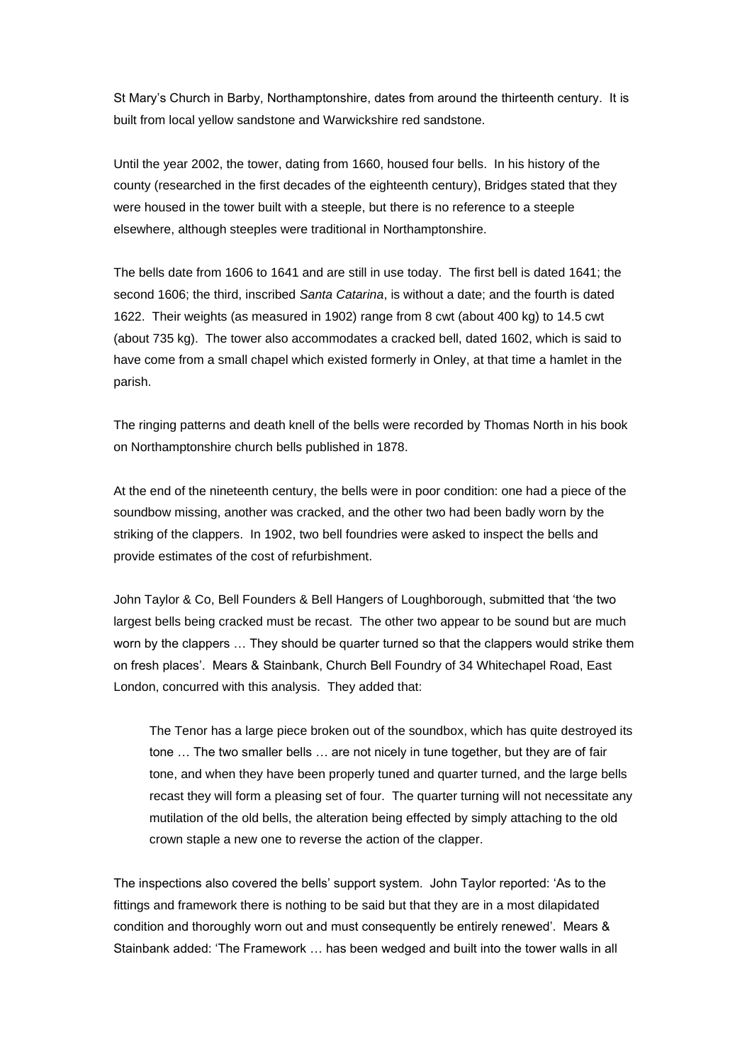St Mary's Church in Barby, Northamptonshire, dates from around the thirteenth century. It is built from local yellow sandstone and Warwickshire red sandstone.

Until the year 2002, the tower, dating from 1660, housed four bells. In his history of the county (researched in the first decades of the eighteenth century), Bridges stated that they were housed in the tower built with a steeple, but there is no reference to a steeple elsewhere, although steeples were traditional in Northamptonshire.

The bells date from 1606 to 1641 and are still in use today. The first bell is dated 1641; the second 1606; the third, inscribed *Santa Catarina*, is without a date; and the fourth is dated 1622. Their weights (as measured in 1902) range from 8 cwt (about 400 kg) to 14.5 cwt (about 735 kg). The tower also accommodates a cracked bell, dated 1602, which is said to have come from a small chapel which existed formerly in Onley, at that time a hamlet in the parish.

The ringing patterns and death knell of the bells were recorded by Thomas North in his book on Northamptonshire church bells published in 1878.

At the end of the nineteenth century, the bells were in poor condition: one had a piece of the soundbow missing, another was cracked, and the other two had been badly worn by the striking of the clappers. In 1902, two bell foundries were asked to inspect the bells and provide estimates of the cost of refurbishment.

John Taylor & Co, Bell Founders & Bell Hangers of Loughborough, submitted that 'the two largest bells being cracked must be recast. The other two appear to be sound but are much worn by the clappers … They should be quarter turned so that the clappers would strike them on fresh places'. Mears & Stainbank, Church Bell Foundry of 34 Whitechapel Road, East London, concurred with this analysis. They added that:

> The Tenor has a large piece broken out of the soundbox, which has quite destroyed its tone … The two smaller bells … are not nicely in tune together, but they are of fair tone, and when they have been properly tuned and quarter turned, and the large bells recast they will form a pleasing set of four. The quarter turning will not necessitate any mutilation of the old bells, the alteration being effected by simply attaching to the old crown staple a new one to reverse the action of the clapper.

The inspections also covered the bells' support system. John Taylor reported: 'As to the fittings and framework there is nothing to be said but that they are in a most dilapidated condition and thoroughly worn out and must consequently be entirely renewed'. Mears & Stainbank added: 'The Framework … has been wedged and built into the tower walls in all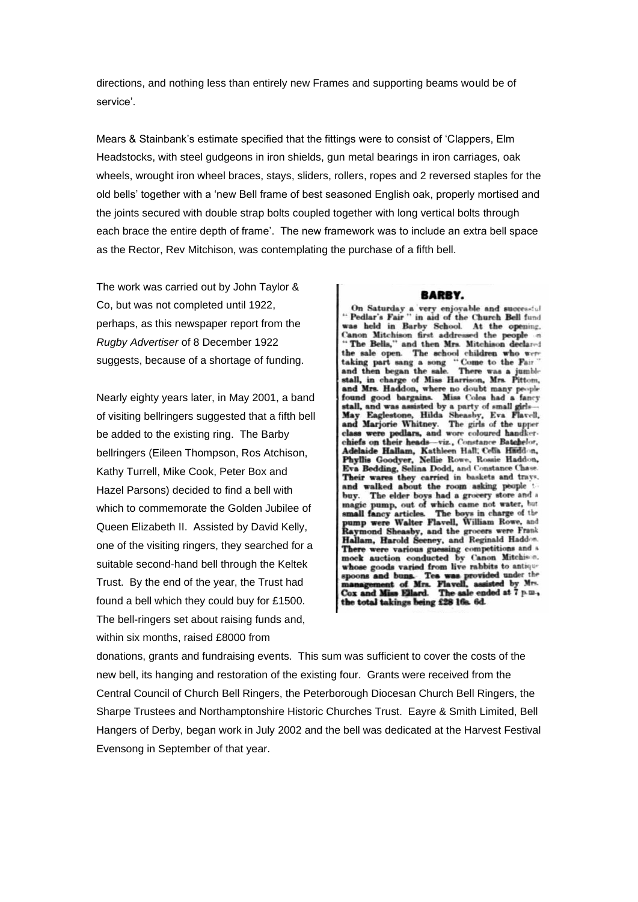directions, and nothing less than entirely new Frames and supporting beams would be of service'.

Mears & Stainbank's estimate specified that the fittings were to consist of 'Clappers, Elm Headstocks, with steel gudgeons in iron shields, gun metal bearings in iron carriages, oak wheels, wrought iron wheel braces, stays, sliders, rollers, ropes and 2 reversed staples for the old bells' together with a 'new Bell frame of best seasoned English oak, properly mortised and the joints secured with double strap bolts coupled together with long vertical bolts through each brace the entire depth of frame'. The new framework was to include an extra bell space as the Rector, Rev Mitchison, was contemplating the purchase of a fifth bell.

The work was carried out by John Taylor & Co, but was not completed until 1922, perhaps, as this newspaper report from the *Rugby Advertiser* of 8 December 1922 suggests, because of a shortage of funding.

**BARBY.**

On Saturday a very enjoyable and successful "Pedlar's Fair" in aid of the Church Bell fund was held in Barby School. At the opening, Canon Mitchison first addressed the people on "The Bells," and then Mrs. Mitchison declared the sale open. The school children who were taking part sang a song "Come to the Fair" and then began the sale. There was a jumble stall, in charge of Miss Harrison, Mrs. Pittom, and Mrs. Haddon, where no doubt many people found good bargains. Miss Coles had a fancy stall, and was assisted by a party of small girls—May Eaglestone, Hilda Sheasby, Eva Flavell, and Marjorie Whitney. The girls of the upper class were pedlars, and wore coloured handkerchiefs on their heads—viz., Constance Batchelor, Adelaide Hallam, Kathleen Hall, Celia Haddon, Phyllis Goodyer, Nellie Rowe, Rossie Haddon, Eva Bedding, Selina Dodd, and Constance Chase. Their wares they carried in baskets and trays, and walked about the room asking people to buy. The elder boys had a grocery store and a magic pump, out of which came not water, but small fancy articles. The boys in charge of the pump were Walter Flavell, William Rowe, and Raymond Sheasby, and the grocers were Frank Hallam, Harold Seeney, and Reginald Haddon. There were various guessing competitions and a mock auction conducted by Canon Mitchison, whose goods varied from live rabbits to antique spoons and buns. Tea was provided under the management of Mrs. Flavell, assisted by Mrs. Cox and Miss Ellard. The sale ended at 7 p.m., the total takings being £28 16s. 6d.

Nearly eighty years later, in May 2001, a band of visiting bellringers suggested that a fifth bell be added to the existing ring. The Barby bellringers (Eileen Thompson, Ros Atchison, Kathy Turrell, Mike Cook, Peter Box and Hazel Parsons) decided to find a bell with which to commemorate the Golden Jubilee of Queen Elizabeth II. Assisted by David Kelly, one of the visiting ringers, they searched for a suitable second-hand bell through the Keltek Trust. By the end of the year, the Trust had found a bell which they could buy for £1500. The bell-ringers set about raising funds and, within six months, raised £8000 from donations, grants and fundraising events. This sum was sufficient to cover the costs of the new bell, its hanging and restoration of the existing four. Grants were received from the Central Council of Church Bell Ringers, the Peterborough Diocesan Church Bell Ringers, the Sharpe Trustees and Northamptonshire Historic Churches Trust. Eayre & Smith Limited, Bell Hangers of Derby, began work in July 2002 and the bell was dedicated at the Harvest Festival Evensong in September of that year.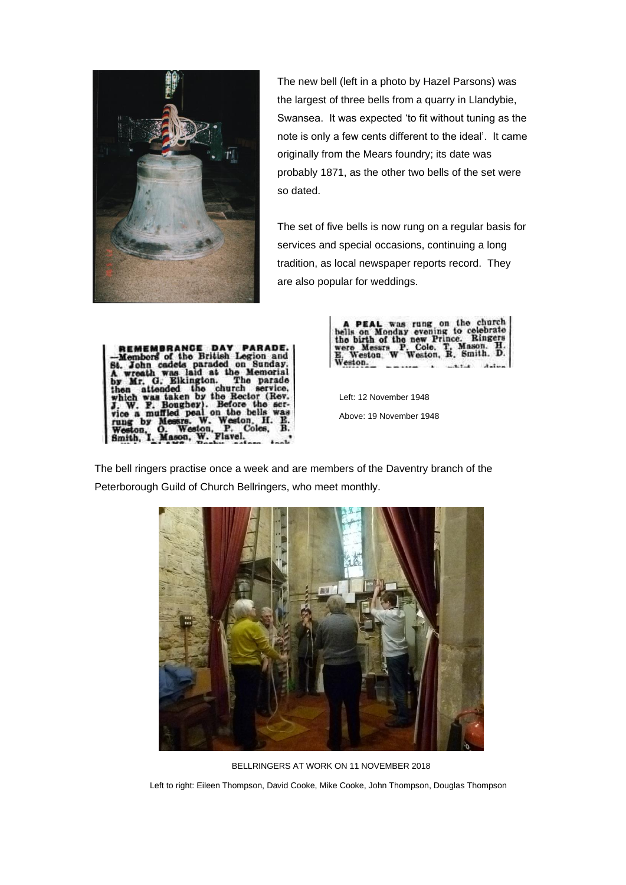The new bell (left in a photo by Hazel Parsons) was the largest of three bells from a quarry in Llandybie, Swansea. It was expected 'to fit without tuning as the note is only a few cents different to the ideal'. It came originally from the Mears foundry; its date was probably 1871, as the other two bells of the set were so dated.

The set of five bells is now rung on a regular basis for services and special occasions, continuing a long tradition, as local newspaper reports record. They are also popular for weddings.

**REMEMBRANCE DAY PARADE.**—Members of the British Legion and St. John cadets paraded on Sunday. A wreath was laid at the Memorial by Mr. G. Elkington. The parade then attended the church service, which was taken by the Rector (Rev. J. W. P. Boughey). Before the service a muffled peal on the bells was rung by Messrs. W. Weston, H. E. Weston, O. Weston, P. Coles, B. Smith, I. Mason, W. Flavel.

**A PEAL** was rung on the church bells on Monday evening to celebrate the birth of the new Prince. Ringers were Messrs P. Cole, T. Mason, H. E. Weston, W. Weston, R. Smith, D. Weston.

Left: 12 November 1948

Above: 19 November 1948

The bell ringers practise once a week and are members of the Daventry branch of the Peterborough Guild of Church Bellringers, who meet monthly.

BELLRINGERS AT WORK ON 11 NOVEMBER 2018

Left to right: Eileen Thompson, David Cooke, Mike Cooke, John Thompson, Douglas Thompson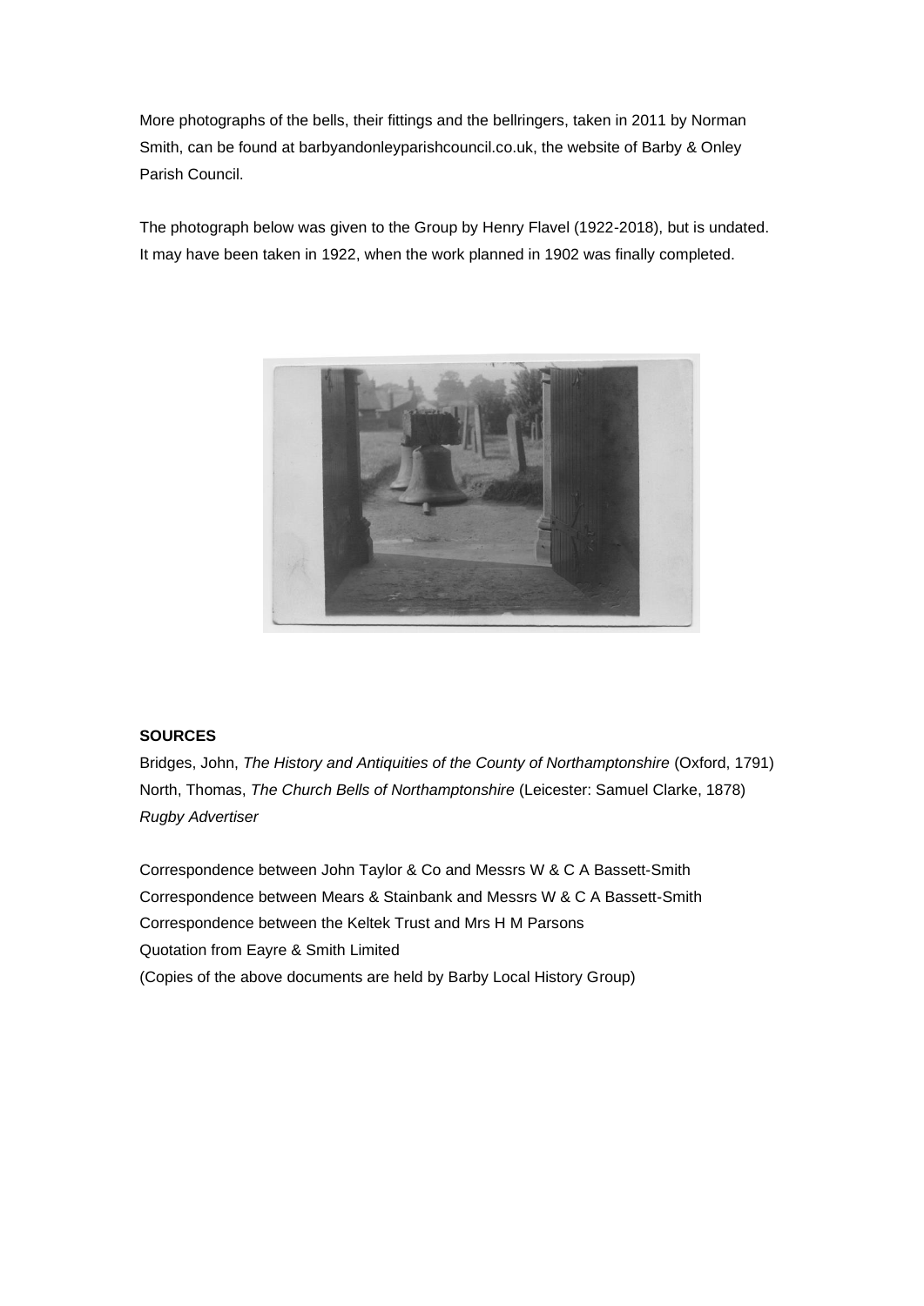More photographs of the bells, their fittings and the bellringers, taken in 2011 by Norman Smith, can be found at barbyandonleyparishcouncil.co.uk, the website of Barby & Onley Parish Council.

The photograph below was given to the Group by Henry Flavel (1922-2018), but is undated. It may have been taken in 1922, when the work planned in 1902 was finally completed.

**SOURCES**

Bridges, John, *The History and Antiquities of the County of Northamptonshire* (Oxford, 1791)
North, Thomas, *The Church Bells of Northamptonshire* (Leicester: Samuel Clarke, 1878)
*Rugby Advertiser*

Correspondence between John Taylor & Co and Messrs W & C A Bassett-Smith
Correspondence between Mears & Stainbank and Messrs W & C A Bassett-Smith
Correspondence between the Keltek Trust and Mrs H M Parsons
Quotation from Eayre & Smith Limited
(Copies of the above documents are held by Barby Local History Group)